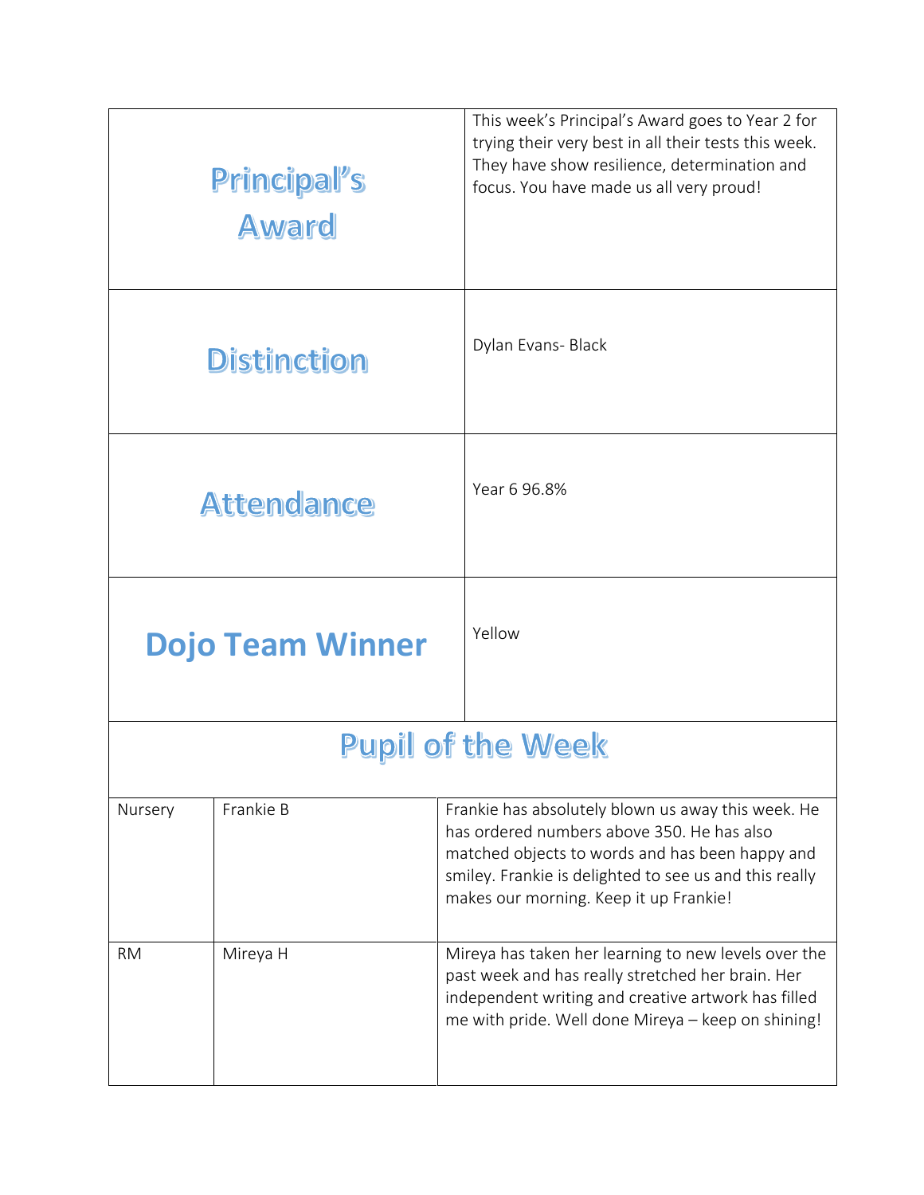| Principal's Award | This week's Principal's Award goes to Year 2 for trying their very best in all their tests this week. They have show resilience, determination and focus. You have made us all very proud! |
|---|---|
| **Distinction** | Dylan Evans- Black |
| **Attendance** | Year 6 96.8% |
| **Dojo Team Winner** | Yellow |

## Pupil of the Week

| | | |
|---|---|---|
| Nursery | Frankie B | Frankie has absolutely blown us away this week. He has ordered numbers above 350. He has also matched objects to words and has been happy and smiley. Frankie is delighted to see us and this really makes our morning. Keep it up Frankie! |
| RM | Mireya H | Mireya has taken her learning to new levels over the past week and has really stretched her brain. Her independent writing and creative artwork has filled me with pride. Well done Mireya – keep on shining! |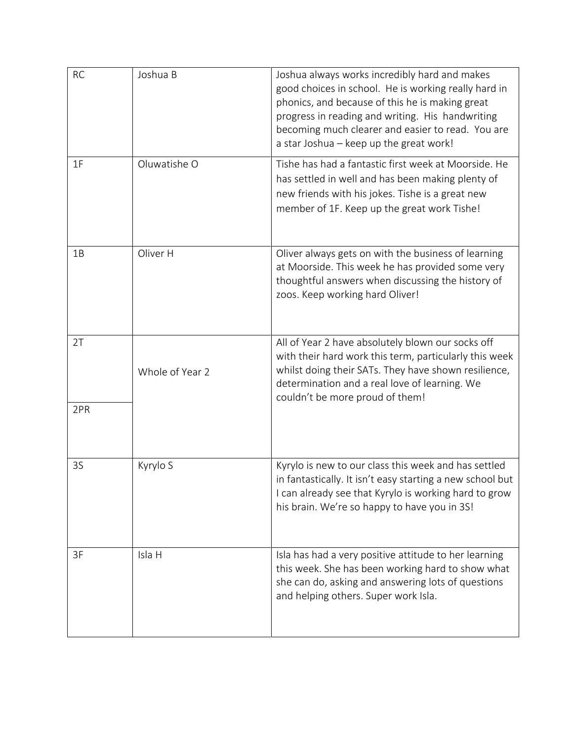| Class | Name | Comment |
|---|---|---|
| RC | Joshua B | Joshua always works incredibly hard and makes good choices in school. He is working really hard in phonics, and because of this he is making great progress in reading and writing. His handwriting becoming much clearer and easier to read. You are a star Joshua – keep up the great work! |
| 1F | Oluwatishe O | Tishe has had a fantastic first week at Moorside. He has settled in well and has been making plenty of new friends with his jokes. Tishe is a great new member of 1F. Keep up the great work Tishe! |
| 1B | Oliver H | Oliver always gets on with the business of learning at Moorside. This week he has provided some very thoughtful answers when discussing the history of zoos. Keep working hard Oliver! |
| 2T<br>2PR | Whole of Year 2 | All of Year 2 have absolutely blown our socks off with their hard work this term, particularly this week whilst doing their SATs. They have shown resilience, determination and a real love of learning. We couldn't be more proud of them! |
| 3S | Kyrylo S | Kyrylo is new to our class this week and has settled in fantastically. It isn't easy starting a new school but I can already see that Kyrylo is working hard to grow his brain. We're so happy to have you in 3S! |
| 3F | Isla H | Isla has had a very positive attitude to her learning this week. She has been working hard to show what she can do, asking and answering lots of questions and helping others. Super work Isla. |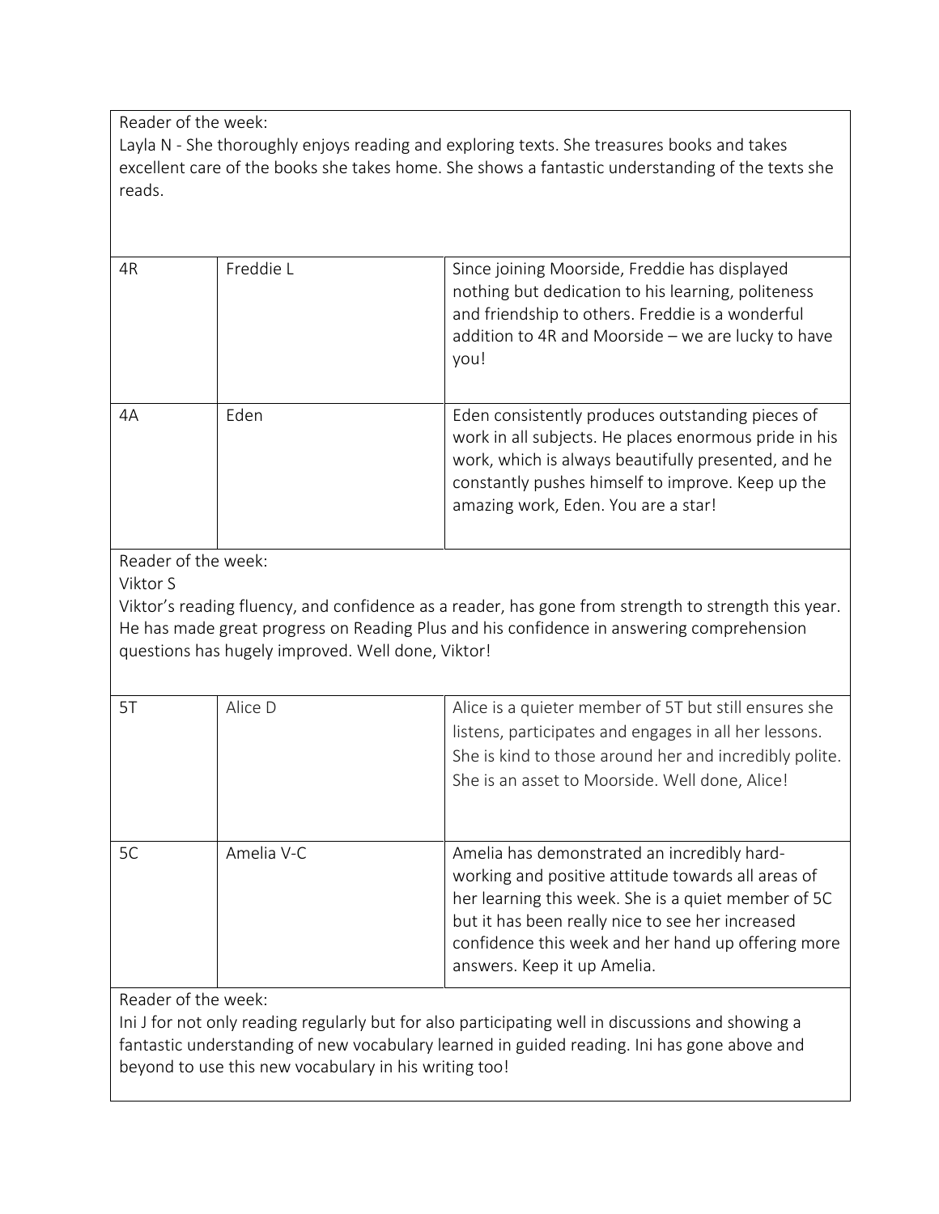Reader of the week:
Layla N - She thoroughly enjoys reading and exploring texts. She treasures books and takes excellent care of the books she takes home. She shows a fantastic understanding of the texts she reads.

| | | |
|---|---|---|
| 4R | Freddie L | Since joining Moorside, Freddie has displayed nothing but dedication to his learning, politeness and friendship to others. Freddie is a wonderful addition to 4R and Moorside – we are lucky to have you! |
| 4A | Eden | Eden consistently produces outstanding pieces of work in all subjects. He places enormous pride in his work, which is always beautifully presented, and he constantly pushes himself to improve. Keep up the amazing work, Eden. You are a star! |

Reader of the week:
Viktor S
Viktor's reading fluency, and confidence as a reader, has gone from strength to strength this year. He has made great progress on Reading Plus and his confidence in answering comprehension questions has hugely improved. Well done, Viktor!

| | | |
|---|---|---|
| 5T | Alice D | Alice is a quieter member of 5T but still ensures she listens, participates and engages in all her lessons. She is kind to those around her and incredibly polite. She is an asset to Moorside. Well done, Alice! |
| 5C | Amelia V-C | Amelia has demonstrated an incredibly hard-working and positive attitude towards all areas of her learning this week. She is a quiet member of 5C but it has been really nice to see her increased confidence this week and her hand up offering more answers. Keep it up Amelia. |

Reader of the week:
Ini J for not only reading regularly but for also participating well in discussions and showing a fantastic understanding of new vocabulary learned in guided reading. Ini has gone above and beyond to use this new vocabulary in his writing too!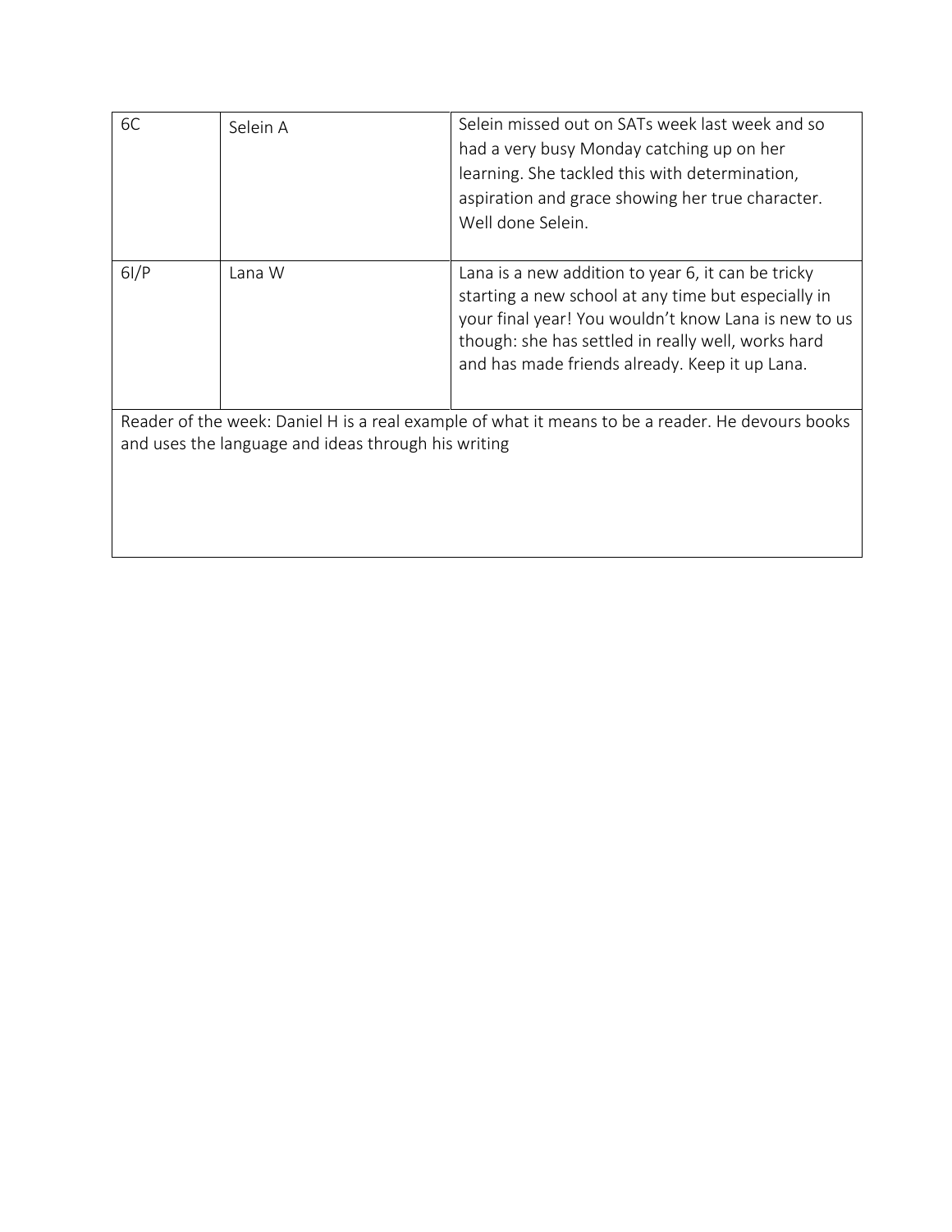| | | |
|---|---|---|
| 6C | Selein A | Selein missed out on SATs week last week and so had a very busy Monday catching up on her learning. She tackled this with determination, aspiration and grace showing her true character. Well done Selein. |
| 6I/P | Lana W | Lana is a new addition to year 6, it can be tricky starting a new school at any time but especially in your final year! You wouldn't know Lana is new to us though: she has settled in really well, works hard and has made friends already. Keep it up Lana. |
| Reader of the week: Daniel H is a real example of what it means to be a reader. He devours books and uses the language and ideas through his writing | | |